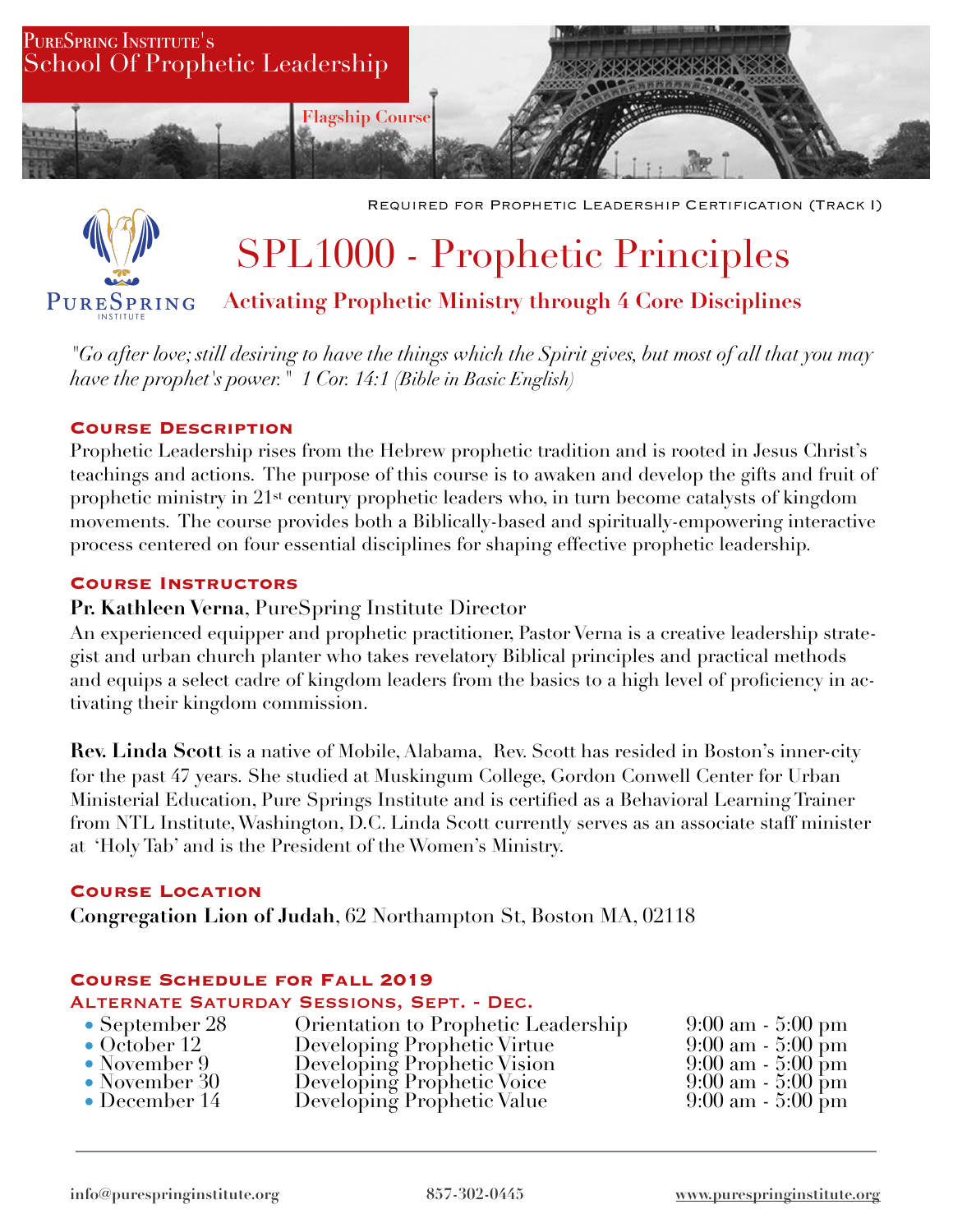PureSpring Institute's
School Of Prophetic Leadership

Flagship Course

Required for Prophetic Leadership Certification (Track I)

PureSpring Institute

# SPL1000 - Prophetic Principles

## Activating Prophetic Ministry through 4 Core Disciplines

*"Go after love; still desiring to have the things which the Spirit gives, but most of all that you may have the prophet's power." 1 Cor. 14:1 (Bible in Basic English)*

### Course Description

Prophetic Leadership rises from the Hebrew prophetic tradition and is rooted in Jesus Christ's teachings and actions. The purpose of this course is to awaken and develop the gifts and fruit of prophetic ministry in 21st century prophetic leaders who, in turn become catalysts of kingdom movements. The course provides both a Biblically-based and spiritually-empowering interactive process centered on four essential disciplines for shaping effective prophetic leadership.

### Course Instructors

**Pr. Kathleen Verna**, PureSpring Institute Director

An experienced equipper and prophetic practitioner, Pastor Verna is a creative leadership strategist and urban church planter who takes revelatory Biblical principles and practical methods and equips a select cadre of kingdom leaders from the basics to a high level of proficiency in activating their kingdom commission.

**Rev. Linda Scott** is a native of Mobile, Alabama, Rev. Scott has resided in Boston's inner-city for the past 47 years. She studied at Muskingum College, Gordon Conwell Center for Urban Ministerial Education, Pure Springs Institute and is certified as a Behavioral Learning Trainer from NTL Institute, Washington, D.C. Linda Scott currently serves as an associate staff minister at 'Holy Tab' and is the President of the Women's Ministry.

### Course Location

**Congregation Lion of Judah**, 62 Northampton St, Boston MA, 02118

### Course Schedule for Fall 2019

#### Alternate Saturday Sessions, Sept. - Dec.

- September 28 — Orientation to Prophetic Leadership — 9:00 am - 5:00 pm
- October 12 — Developing Prophetic Virtue — 9:00 am - 5:00 pm
- November 9 — Developing Prophetic Vision — 9:00 am - 5:00 pm
- November 30 — Developing Prophetic Voice — 9:00 am - 5:00 pm
- December 14 — Developing Prophetic Value — 9:00 am - 5:00 pm

info@purespringinstitute.org 857-302-0445 www.purespringinstitute.org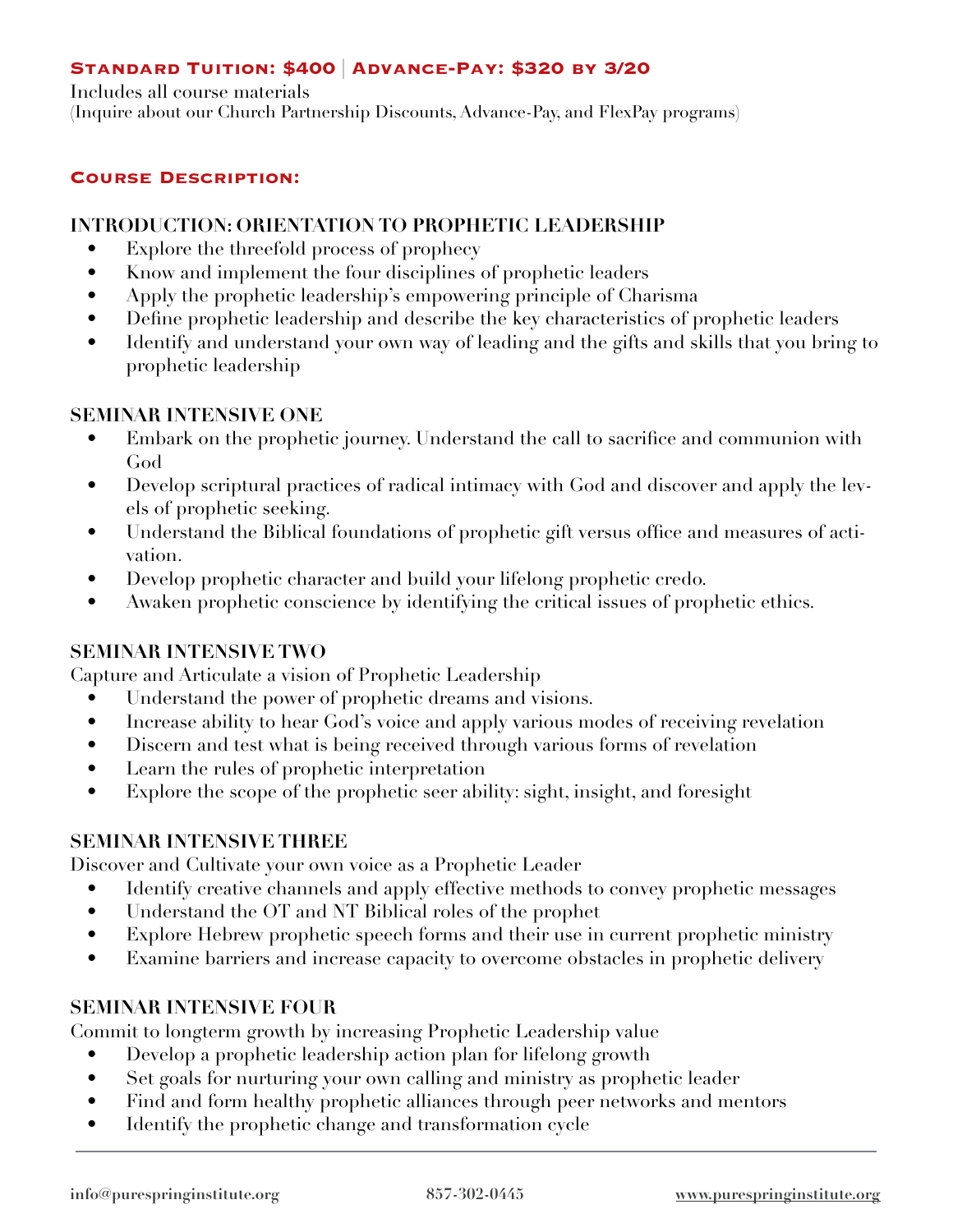**Standard Tuition: $400** | **Advance-Pay: $320 by 3/20**

Includes all course materials
(Inquire about our Church Partnership Discounts, Advance-Pay, and FlexPay programs)

**Course Description:**

**INTRODUCTION: ORIENTATION TO PROPHETIC LEADERSHIP**

- Explore the threefold process of prophecy
- Know and implement the four disciplines of prophetic leaders
- Apply the prophetic leadership's empowering principle of Charisma
- Define prophetic leadership and describe the key characteristics of prophetic leaders
- Identify and understand your own way of leading and the gifts and skills that you bring to prophetic leadership

**SEMINAR INTENSIVE ONE**

- Embark on the prophetic journey. Understand the call to sacrifice and communion with God
- Develop scriptural practices of radical intimacy with God and discover and apply the levels of prophetic seeking.
- Understand the Biblical foundations of prophetic gift versus office and measures of activation.
- Develop prophetic character and build your lifelong prophetic credo.
- Awaken prophetic conscience by identifying the critical issues of prophetic ethics.

**SEMINAR INTENSIVE TWO**

Capture and Articulate a vision of Prophetic Leadership

- Understand the power of prophetic dreams and visions.
- Increase ability to hear God's voice and apply various modes of receiving revelation
- Discern and test what is being received through various forms of revelation
- Learn the rules of prophetic interpretation
- Explore the scope of the prophetic seer ability: sight, insight, and foresight

**SEMINAR INTENSIVE THREE**

Discover and Cultivate your own voice as a Prophetic Leader

- Identify creative channels and apply effective methods to convey prophetic messages
- Understand the OT and NT Biblical roles of the prophet
- Explore Hebrew prophetic speech forms and their use in current prophetic ministry
- Examine barriers and increase capacity to overcome obstacles in prophetic delivery

**SEMINAR INTENSIVE FOUR**

Commit to longterm growth by increasing Prophetic Leadership value

- Develop a prophetic leadership action plan for lifelong growth
- Set goals for nurturing your own calling and ministry as prophetic leader
- Find and form healthy prophetic alliances through peer networks and mentors
- Identify the prophetic change and transformation cycle

---

info@purespringinstitute.org | 857-302-0445 | www.purespringinstitute.org